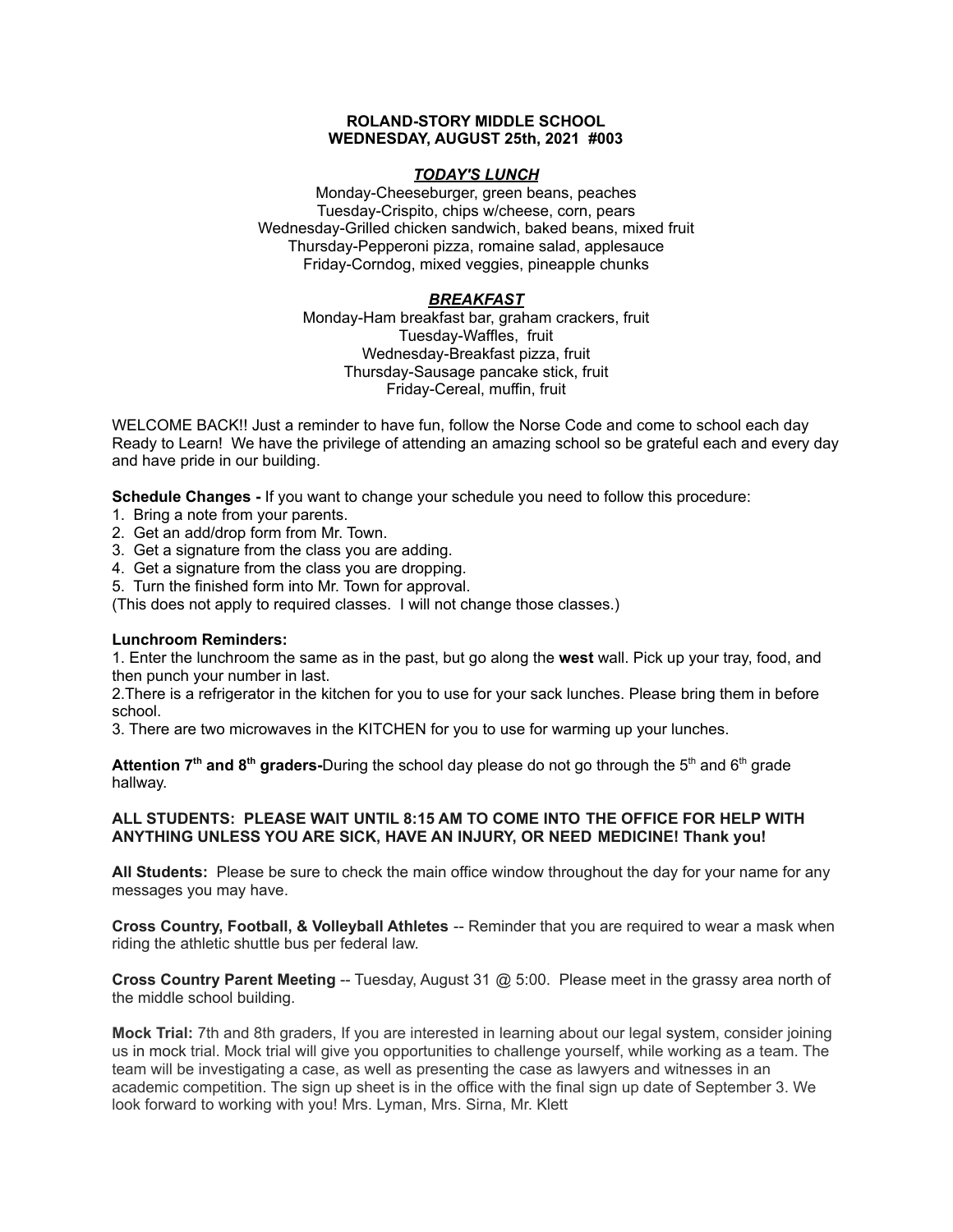**ROLAND-STORY MIDDLE SCHOOL**
**WEDNESDAY, AUGUST 25th, 2021 #003**

***TODAY'S LUNCH***

Monday-Cheeseburger, green beans, peaches
Tuesday-Crispito, chips w/cheese, corn, pears
Wednesday-Grilled chicken sandwich, baked beans, mixed fruit
Thursday-Pepperoni pizza, romaine salad, applesauce
Friday-Corndog, mixed veggies, pineapple chunks

***BREAKFAST***

Monday-Ham breakfast bar, graham crackers, fruit
Tuesday-Waffles, fruit
Wednesday-Breakfast pizza, fruit
Thursday-Sausage pancake stick, fruit
Friday-Cereal, muffin, fruit

WELCOME BACK!! Just a reminder to have fun, follow the Norse Code and come to school each day Ready to Learn! We have the privilege of attending an amazing school so be grateful each and every day and have pride in our building.

**Schedule Changes -** If you want to change your schedule you need to follow this procedure:

1. Bring a note from your parents.
2. Get an add/drop form from Mr. Town.
3. Get a signature from the class you are adding.
4. Get a signature from the class you are dropping.
5. Turn the finished form into Mr. Town for approval.

(This does not apply to required classes. I will not change those classes.)

**Lunchroom Reminders:**

1. Enter the lunchroom the same as in the past, but go along the **west** wall. Pick up your tray, food, and then punch your number in last.
2. There is a refrigerator in the kitchen for you to use for your sack lunches. Please bring them in before school.
3. There are two microwaves in the KITCHEN for you to use for warming up your lunches.

**Attention 7th and 8th graders-**During the school day please do not go through the 5th and 6th grade hallway.

**ALL STUDENTS: PLEASE WAIT UNTIL 8:15 AM TO COME INTO THE OFFICE FOR HELP WITH ANYTHING UNLESS YOU ARE SICK, HAVE AN INJURY, OR NEED MEDICINE! Thank you!**

**All Students:** Please be sure to check the main office window throughout the day for your name for any messages you may have.

**Cross Country, Football, & Volleyball Athletes** -- Reminder that you are required to wear a mask when riding the athletic shuttle bus per federal law.

**Cross Country Parent Meeting** -- Tuesday, August 31 @ 5:00. Please meet in the grassy area north of the middle school building.

**Mock Trial:** 7th and 8th graders, If you are interested in learning about our legal system, consider joining us in mock trial. Mock trial will give you opportunities to challenge yourself, while working as a team. The team will be investigating a case, as well as presenting the case as lawyers and witnesses in an academic competition. The sign up sheet is in the office with the final sign up date of September 3. We look forward to working with you! Mrs. Lyman, Mrs. Sirna, Mr. Klett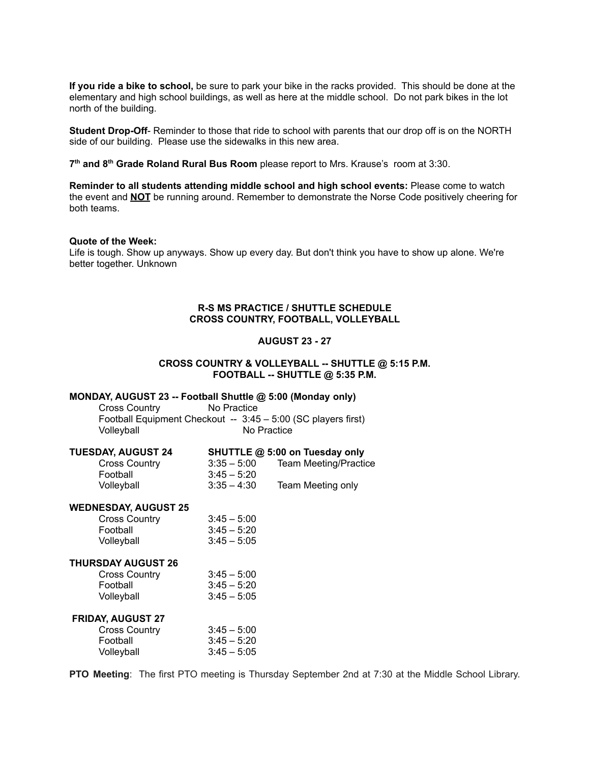**If you ride a bike to school,** be sure to park your bike in the racks provided. This should be done at the elementary and high school buildings, as well as here at the middle school. Do not park bikes in the lot north of the building.

**Student Drop-Off**- Reminder to those that ride to school with parents that our drop off is on the NORTH side of our building. Please use the sidewalks in this new area.

**7th and 8th Grade Roland Rural Bus Room** please report to Mrs. Krause's room at 3:30.

**Reminder to all students attending middle school and high school events:** Please come to watch the event and **NOT** be running around. Remember to demonstrate the Norse Code positively cheering for both teams.

**Quote of the Week:**
Life is tough. Show up anyways. Show up every day. But don't think you have to show up alone. We're better together. Unknown

**R-S MS PRACTICE / SHUTTLE SCHEDULE**
**CROSS COUNTRY, FOOTBALL, VOLLEYBALL**

**AUGUST 23 - 27**

**CROSS COUNTRY & VOLLEYBALL -- SHUTTLE @ 5:15 P.M.**
**FOOTBALL -- SHUTTLE @ 5:35 P.M.**

**MONDAY, AUGUST 23 -- Football Shuttle @ 5:00 (Monday only)**

Cross Country No Practice
Football Equipment Checkout -- 3:45 – 5:00 (SC players first)
Volleyball No Practice

**TUESDAY, AUGUST 24** **SHUTTLE @ 5:00 on Tuesday only**

| | | |
|---|---|---|
| Cross Country | 3:35 – 5:00 | Team Meeting/Practice |
| Football | 3:45 – 5:20 | |
| Volleyball | 3:35 – 4:30 | Team Meeting only |

**WEDNESDAY, AUGUST 25**

| | |
|---|---|
| Cross Country | 3:45 – 5:00 |
| Football | 3:45 – 5:20 |
| Volleyball | 3:45 – 5:05 |

**THURSDAY AUGUST 26**

| | |
|---|---|
| Cross Country | 3:45 – 5:00 |
| Football | 3:45 – 5:20 |
| Volleyball | 3:45 – 5:05 |

**FRIDAY, AUGUST 27**

| | |
|---|---|
| Cross Country | 3:45 – 5:00 |
| Football | 3:45 – 5:20 |
| Volleyball | 3:45 – 5:05 |

**PTO Meeting**: The first PTO meeting is Thursday September 2nd at 7:30 at the Middle School Library.